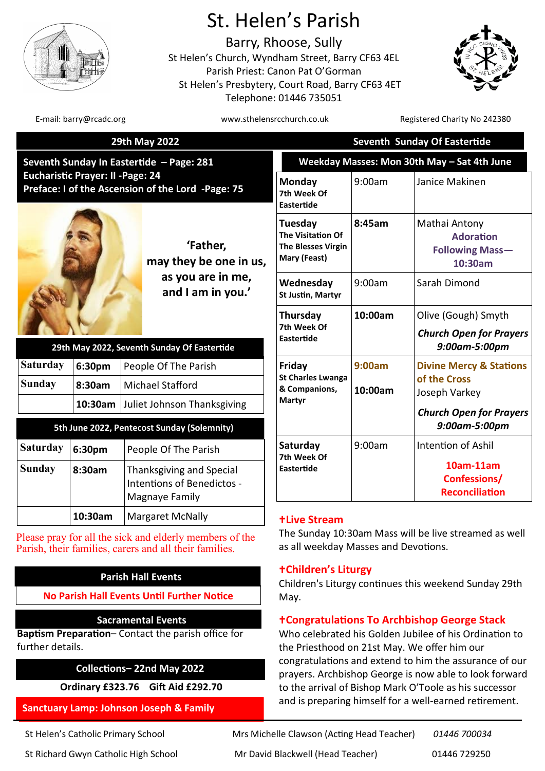# St. Helen's Parish

## Barry, Rhoose, Sully

St Helen's Church, Wyndham Street, Barry CF63 4EL
Parish Priest: Canon Pat O'Gorman
St Helen's Presbytery, Court Road, Barry CF63 4ET
Telephone: 01446 735051

E-mail: barry@rcadc.org | www.sthelensrcchurch.co.uk | Registered Charity No 242380

**29th May 2022 — Seventh Sunday Of Eastertide**

**Seventh Sunday In Eastertide – Page: 281**
**Eucharistic Prayer: II -Page: 24**
**Preface: I of the Ascension of the Lord -Page: 75**

**'Father, may they be one in us, as you are in me, and I am in you.'**

| 29th May 2022, Seventh Sunday Of Eastertide | | |
|---|---|---|
| Saturday | 6:30pm | People Of The Parish |
| Sunday | 8:30am | Michael Stafford |
| | 10:30am | Juliet Johnson Thanksgiving |

| 5th June 2022, Pentecost Sunday (Solemnity) | | |
|---|---|---|
| Saturday | 6:30pm | People Of The Parish |
| Sunday | 8:30am | Thanksgiving and Special Intentions of Benedictos - Magnaye Family |
| | 10:30am | Margaret McNally |

Please pray for all the sick and elderly members of the Parish, their families, carers and all their families.

| Weekday Masses: Mon 30th May – Sat 4th June | | |
|---|---|---|
| **Monday** 7th Week Of Eastertide | 9:00am | Janice Makinen |
| **Tuesday** The Visitation Of The Blesses Virgin Mary (Feast) | **8:45am** | Mathai Antony<br>**Adoration Following Mass—10:30am** |
| **Wednesday** St Justin, Martyr | 9:00am | Sarah Dimond |
| **Thursday** 7th Week Of Eastertide | **10:00am** | Olive (Gough) Smyth<br>***Church Open for Prayers 9:00am-5:00pm*** |
| **Friday** St Charles Lwanga & Companions, Martyr | **9:00am**<br>**10:00am** | **Divine Mercy & Stations of the Cross**<br>Joseph Varkey<br>***Church Open for Prayers 9:00am-5:00pm*** |
| **Saturday** 7th Week Of Eastertide | 9:00am | Intention of Ashil<br>**10am-11am Confessions/ Reconciliation** |

### Parish Hall Events

**No Parish Hall Events Until Further Notice**

### Sacramental Events

**Baptism Preparation**– Contact the parish office for further details.

### Collections– 22nd May 2022

**Ordinary £323.76 Gift Aid £292.70**

**Sanctuary Lamp: Johnson Joseph & Family**

### ✝Live Stream

The Sunday 10:30am Mass will be live streamed as well as all weekday Masses and Devotions.

### ✝Children's Liturgy

Children's Liturgy continues this weekend Sunday 29th May.

### ✝Congratulations To Archbishop George Stack

Who celebrated his Golden Jubilee of his Ordination to the Priesthood on 21st May. We offer him our congratulations and extend to him the assurance of our prayers. Archbishop George is now able to look forward to the arrival of Bishop Mark O'Toole as his successor and is preparing himself for a well-earned retirement.

| | | |
|---|---|---|
| St Helen's Catholic Primary School | Mrs Michelle Clawson (Acting Head Teacher) | *01446 700034* |
| St Richard Gwyn Catholic High School | Mr David Blackwell (Head Teacher) | 01446 729250 |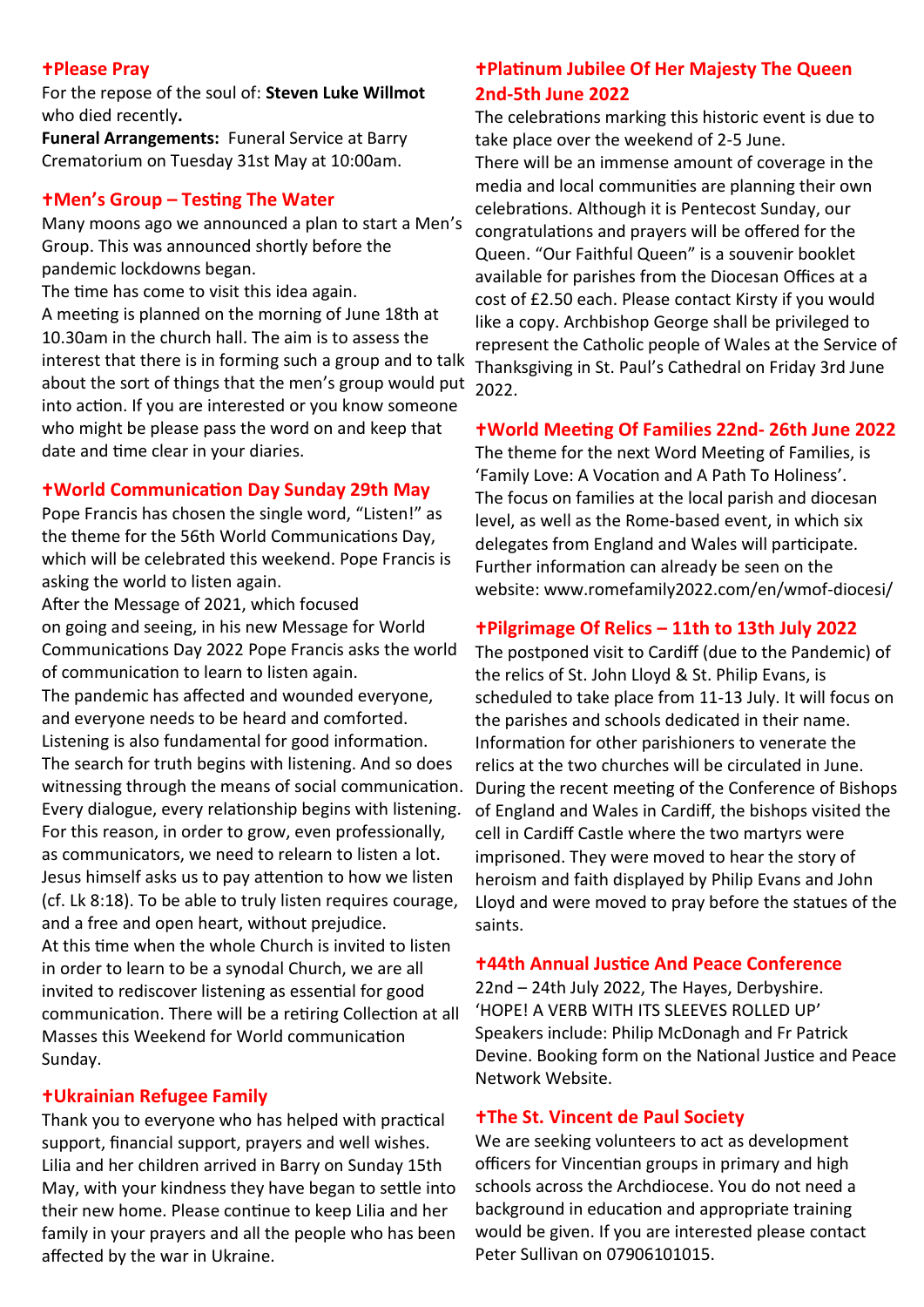## ✝Please Pray

For the repose of the soul of: **Steven Luke Willmot** who died recently**.**

**Funeral Arrangements:** Funeral Service at Barry Crematorium on Tuesday 31st May at 10:00am.

## ✝Men's Group – Testing The Water

Many moons ago we announced a plan to start a Men's Group. This was announced shortly before the pandemic lockdowns began.

The time has come to visit this idea again.

A meeting is planned on the morning of June 18th at 10.30am in the church hall. The aim is to assess the interest that there is in forming such a group and to talk about the sort of things that the men's group would put into action. If you are interested or you know someone who might be please pass the word on and keep that date and time clear in your diaries.

## ✝World Communication Day Sunday 29th May

Pope Francis has chosen the single word, "Listen!" as the theme for the 56th World Communications Day, which will be celebrated this weekend. Pope Francis is asking the world to listen again.

After the Message of 2021, which focused on going and seeing, in his new Message for World Communications Day 2022 Pope Francis asks the world of communication to learn to listen again.

The pandemic has affected and wounded everyone, and everyone needs to be heard and comforted. Listening is also fundamental for good information. The search for truth begins with listening. And so does witnessing through the means of social communication. Every dialogue, every relationship begins with listening. For this reason, in order to grow, even professionally, as communicators, we need to relearn to listen a lot. Jesus himself asks us to pay attention to how we listen (cf. Lk 8:18). To be able to truly listen requires courage, and a free and open heart, without prejudice.

At this time when the whole Church is invited to listen in order to learn to be a synodal Church, we are all invited to rediscover listening as essential for good communication. There will be a retiring Collection at all Masses this Weekend for World communication Sunday.

## ✝Ukrainian Refugee Family

Thank you to everyone who has helped with practical support, financial support, prayers and well wishes. Lilia and her children arrived in Barry on Sunday 15th May, with your kindness they have began to settle into their new home. Please continue to keep Lilia and her family in your prayers and all the people who has been affected by the war in Ukraine.

## ✝Platinum Jubilee Of Her Majesty The Queen 2nd-5th June 2022

The celebrations marking this historic event is due to take place over the weekend of 2-5 June.

There will be an immense amount of coverage in the media and local communities are planning their own celebrations. Although it is Pentecost Sunday, our congratulations and prayers will be offered for the Queen. "Our Faithful Queen" is a souvenir booklet available for parishes from the Diocesan Offices at a cost of £2.50 each. Please contact Kirsty if you would like a copy. Archbishop George shall be privileged to represent the Catholic people of Wales at the Service of Thanksgiving in St. Paul's Cathedral on Friday 3rd June 2022.

## ✝World Meeting Of Families 22nd- 26th June 2022

The theme for the next Word Meeting of Families, is 'Family Love: A Vocation and A Path To Holiness'.

The focus on families at the local parish and diocesan level, as well as the Rome-based event, in which six delegates from England and Wales will participate. Further information can already be seen on the website: www.romefamily2022.com/en/wmof-diocesi/

## ✝Pilgrimage Of Relics – 11th to 13th July 2022

The postponed visit to Cardiff (due to the Pandemic) of the relics of St. John Lloyd & St. Philip Evans, is scheduled to take place from 11-13 July. It will focus on the parishes and schools dedicated in their name. Information for other parishioners to venerate the relics at the two churches will be circulated in June. During the recent meeting of the Conference of Bishops of England and Wales in Cardiff, the bishops visited the cell in Cardiff Castle where the two martyrs were imprisoned. They were moved to hear the story of heroism and faith displayed by Philip Evans and John Lloyd and were moved to pray before the statues of the saints.

## ✝44th Annual Justice And Peace Conference

22nd – 24th July 2022, The Hayes, Derbyshire.

'HOPE! A VERB WITH ITS SLEEVES ROLLED UP'

Speakers include: Philip McDonagh and Fr Patrick Devine. Booking form on the National Justice and Peace Network Website.

## ✝The St. Vincent de Paul Society

We are seeking volunteers to act as development officers for Vincentian groups in primary and high schools across the Archdiocese. You do not need a background in education and appropriate training would be given. If you are interested please contact Peter Sullivan on 07906101015.